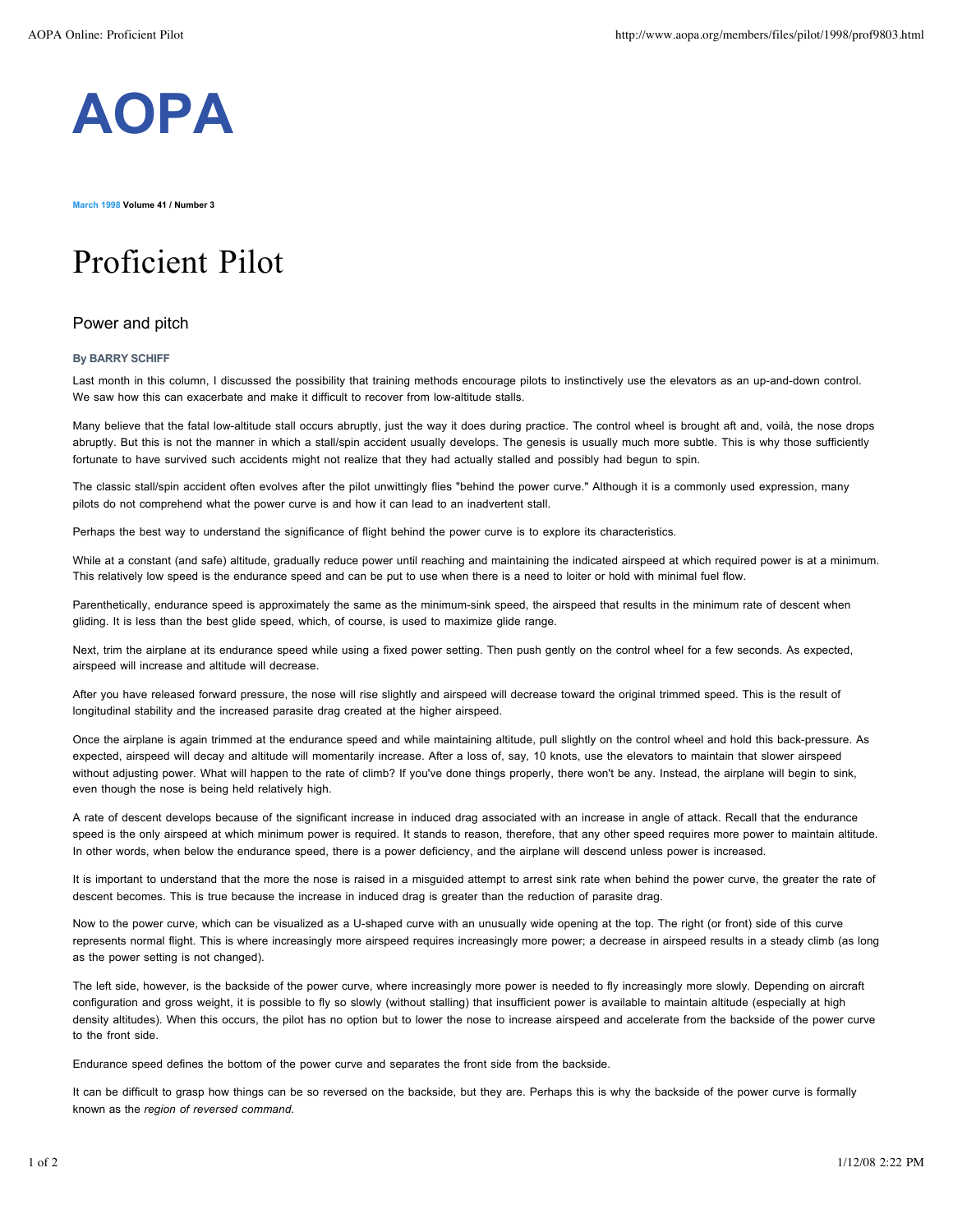# AOPA

**March 1998 Volume 41 / Number 3**

# Proficient Pilot

## Power and pitch

**By BARRY SCHIFF**

Last month in this column, I discussed the possibility that training methods encourage pilots to instinctively use the elevators as an up-and-down control. We saw how this can exacerbate and make it difficult to recover from low-altitude stalls.

Many believe that the fatal low-altitude stall occurs abruptly, just the way it does during practice. The control wheel is brought aft and, voilà, the nose drops abruptly. But this is not the manner in which a stall/spin accident usually develops. The genesis is usually much more subtle. This is why those sufficiently fortunate to have survived such accidents might not realize that they had actually stalled and possibly had begun to spin.

The classic stall/spin accident often evolves after the pilot unwittingly flies "behind the power curve." Although it is a commonly used expression, many pilots do not comprehend what the power curve is and how it can lead to an inadvertent stall.

Perhaps the best way to understand the significance of flight behind the power curve is to explore its characteristics.

While at a constant (and safe) altitude, gradually reduce power until reaching and maintaining the indicated airspeed at which required power is at a minimum. This relatively low speed is the endurance speed and can be put to use when there is a need to loiter or hold with minimal fuel flow.

Parenthetically, endurance speed is approximately the same as the minimum-sink speed, the airspeed that results in the minimum rate of descent when gliding. It is less than the best glide speed, which, of course, is used to maximize glide range.

Next, trim the airplane at its endurance speed while using a fixed power setting. Then push gently on the control wheel for a few seconds. As expected, airspeed will increase and altitude will decrease.

After you have released forward pressure, the nose will rise slightly and airspeed will decrease toward the original trimmed speed. This is the result of longitudinal stability and the increased parasite drag created at the higher airspeed.

Once the airplane is again trimmed at the endurance speed and while maintaining altitude, pull slightly on the control wheel and hold this back-pressure. As expected, airspeed will decay and altitude will momentarily increase. After a loss of, say, 10 knots, use the elevators to maintain that slower airspeed without adjusting power. What will happen to the rate of climb? If you've done things properly, there won't be any. Instead, the airplane will begin to sink, even though the nose is being held relatively high.

A rate of descent develops because of the significant increase in induced drag associated with an increase in angle of attack. Recall that the endurance speed is the only airspeed at which minimum power is required. It stands to reason, therefore, that any other speed requires more power to maintain altitude. In other words, when below the endurance speed, there is a power deficiency, and the airplane will descend unless power is increased.

It is important to understand that the more the nose is raised in a misguided attempt to arrest sink rate when behind the power curve, the greater the rate of descent becomes. This is true because the increase in induced drag is greater than the reduction of parasite drag.

Now to the power curve, which can be visualized as a U-shaped curve with an unusually wide opening at the top. The right (or front) side of this curve represents normal flight. This is where increasingly more airspeed requires increasingly more power; a decrease in airspeed results in a steady climb (as long as the power setting is not changed).

The left side, however, is the backside of the power curve, where increasingly more power is needed to fly increasingly more slowly. Depending on aircraft configuration and gross weight, it is possible to fly so slowly (without stalling) that insufficient power is available to maintain altitude (especially at high density altitudes). When this occurs, the pilot has no option but to lower the nose to increase airspeed and accelerate from the backside of the power curve to the front side.

Endurance speed defines the bottom of the power curve and separates the front side from the backside.

It can be difficult to grasp how things can be so reversed on the backside, but they are. Perhaps this is why the backside of the power curve is formally known as the *region of reversed command.*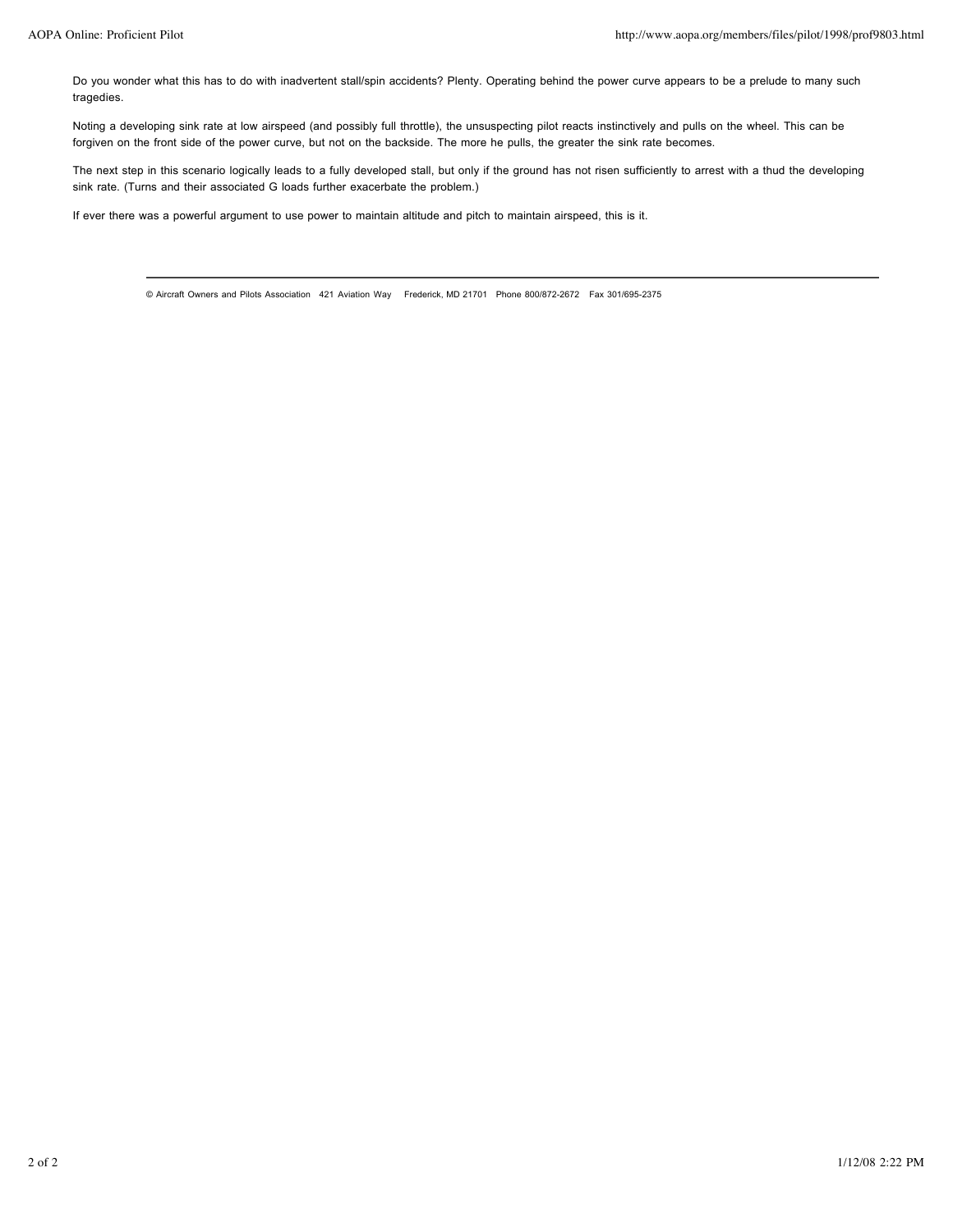Do you wonder what this has to do with inadvertent stall/spin accidents? Plenty. Operating behind the power curve appears to be a prelude to many such tragedies.

Noting a developing sink rate at low airspeed (and possibly full throttle), the unsuspecting pilot reacts instinctively and pulls on the wheel. This can be forgiven on the front side of the power curve, but not on the backside. The more he pulls, the greater the sink rate becomes.

The next step in this scenario logically leads to a fully developed stall, but only if the ground has not risen sufficiently to arrest with a thud the developing sink rate. (Turns and their associated G loads further exacerbate the problem.)

If ever there was a powerful argument to use power to maintain altitude and pitch to maintain airspeed, this is it.

---

© Aircraft Owners and Pilots Association 421 Aviation Way Frederick, MD 21701 Phone 800/872-2672 Fax 301/695-2375